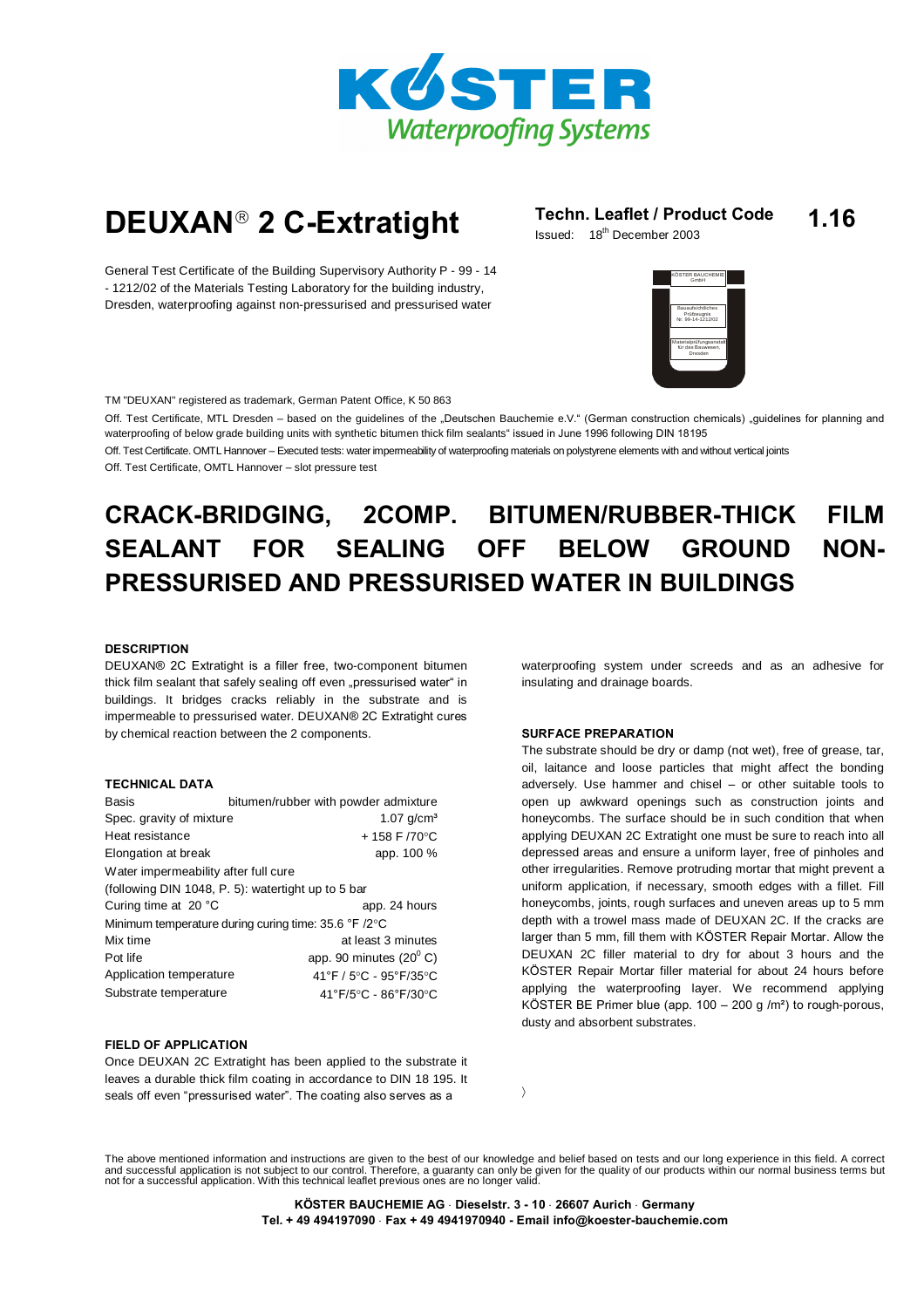# DEUXAN® 2 C-Extratight

**Techn. Leaflet / Product Code** **1.16**

Issued: 18th December 2003

General Test Certificate of the Building Supervisory Authority P - 99 - 14 - 1212/02 of the Materials Testing Laboratory for the building industry, Dresden, waterproofing against non-pressurised and pressurised water

TM "DEUXAN" registered as trademark, German Patent Office, K 50 863

Off. Test Certificate, MTL Dresden – based on the guidelines of the „Deutschen Bauchemie e.V." (German construction chemicals) „guidelines for planning and waterproofing of below grade building units with synthetic bitumen thick film sealants" issued in June 1996 following DIN 18195

Off. Test Certificate. OMTL Hannover – Executed tests: water impermeability of waterproofing materials on polystyrene elements with and without vertical joints

Off. Test Certificate, OMTL Hannover – slot pressure test

## CRACK-BRIDGING, 2COMP. BITUMEN/RUBBER-THICK FILM SEALANT FOR SEALING OFF BELOW GROUND NON-PRESSURISED AND PRESSURISED WATER IN BUILDINGS

### DESCRIPTION

DEUXAN® 2C Extratight is a filler free, two-component bitumen thick film sealant that safely sealing off even „pressurised water" in buildings. It bridges cracks reliably in the substrate and is impermeable to pressurised water. DEUXAN® 2C Extratight cures by chemical reaction between the 2 components.

### TECHNICAL DATA

| | |
|---|---|
| Basis | bitumen/rubber with powder admixture |
| Spec. gravity of mixture | 1.07 g/cm³ |
| Heat resistance | + 158 F /70°C |
| Elongation at break | app. 100 % |
| Water impermeability after full cure (following DIN 1048, P. 5): watertight up to 5 bar | |
| Curing time at 20 °C | app. 24 hours |
| Minimum temperature during curing time: 35.6 °F /2°C | |
| Mix time | at least 3 minutes |
| Pot life | app. 90 minutes (20$^{0}$ C) |
| Application temperature | 41°F / 5°C - 95°F/35°C |
| Substrate temperature | 41°F/5°C - 86°F/30°C |

### FIELD OF APPLICATION

Once DEUXAN 2C Extratight has been applied to the substrate it leaves a durable thick film coating in accordance to DIN 18 195. It seals off even "pressurised water". The coating also serves as a waterproofing system under screeds and as an adhesive for insulating and drainage boards.

### SURFACE PREPARATION

The substrate should be dry or damp (not wet), free of grease, tar, oil, laitance and loose particles that might affect the bonding adversely. Use hammer and chisel – or other suitable tools to open up awkward openings such as construction joints and honeycombs. The surface should be in such condition that when applying DEUXAN 2C Extratight one must be sure to reach into all depressed areas and ensure a uniform layer, free of pinholes and other irregularities. Remove protruding mortar that might prevent a uniform application, if necessary, smooth edges with a fillet. Fill honeycombs, joints, rough surfaces and uneven areas up to 5 mm depth with a trowel mass made of DEUXAN 2C. If the cracks are larger than 5 mm, fill them with KÖSTER Repair Mortar. Allow the DEUXAN 2C filler material to dry for about 3 hours and the KÖSTER Repair Mortar filler material for about 24 hours before applying the waterproofing layer. We recommend applying KÖSTER BE Primer blue (app. 100 – 200 g /m²) to rough-porous, dusty and absorbent substrates.

The above mentioned information and instructions are given to the best of our knowledge and belief based on tests and our long experience in this field. A correct and successful application is not subject to our control. Therefore, a guaranty can only be given for the quality of our products within our normal business terms but not for a successful application. With this technical leaflet previous ones are no longer valid.

**KÖSTER BAUCHEMIE AG · Dieselstr. 3 - 10 · 26607 Aurich · Germany**
**Tel. + 49 494197090 · Fax + 49 4941970940 - Email info@koester-bauchemie.com**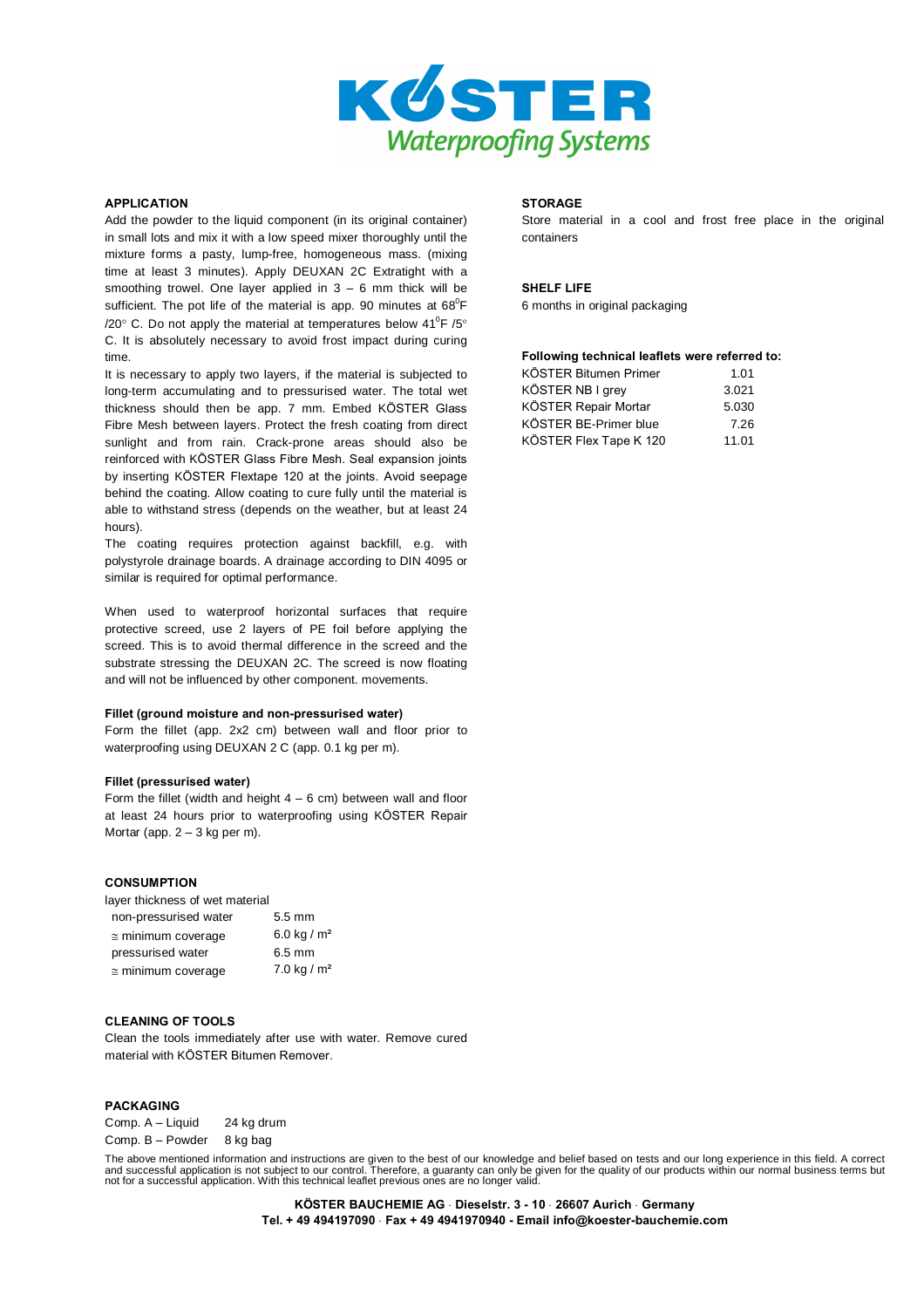## APPLICATION

Add the powder to the liquid component (in its original container) in small lots and mix it with a low speed mixer thoroughly until the mixture forms a pasty, lump-free, homogeneous mass. (mixing time at least 3 minutes). Apply DEUXAN 2C Extratight with a smoothing trowel. One layer applied in 3 – 6 mm thick will be sufficient. The pot life of the material is app. 90 minutes at $68^0$F /20° C. Do not apply the material at temperatures below $41^0$F /5° C. It is absolutely necessary to avoid frost impact during curing time.

It is necessary to apply two layers, if the material is subjected to long-term accumulating and to pressurised water. The total wet thickness should then be app. 7 mm. Embed KÖSTER Glass Fibre Mesh between layers. Protect the fresh coating from direct sunlight and from rain. Crack-prone areas should also be reinforced with KÖSTER Glass Fibre Mesh. Seal expansion joints by inserting KÖSTER Flextape 120 at the joints. Avoid seepage behind the coating. Allow coating to cure fully until the material is able to withstand stress (depends on the weather, but at least 24 hours).

The coating requires protection against backfill, e.g. with polystyrole drainage boards. A drainage according to DIN 4095 or similar is required for optimal performance.

When used to waterproof horizontal surfaces that require protective screed, use 2 layers of PE foil before applying the screed. This is to avoid thermal difference in the screed and the substrate stressing the DEUXAN 2C. The screed is now floating and will not be influenced by other component. movements.

**Fillet (ground moisture and non-pressurised water)**

Form the fillet (app. 2x2 cm) between wall and floor prior to waterproofing using DEUXAN 2 C (app. 0.1 kg per m).

**Fillet (pressurised water)**

Form the fillet (width and height 4 – 6 cm) between wall and floor at least 24 hours prior to waterproofing using KÖSTER Repair Mortar (app. 2 – 3 kg per m).

## CONSUMPTION

layer thickness of wet material

| | |
|---|---|
| non-pressurised water | 5.5 mm |
| ≅ minimum coverage | 6.0 kg / m² |
| pressurised water | 6.5 mm |
| ≅ minimum coverage | 7.0 kg / m² |

## CLEANING OF TOOLS

Clean the tools immediately after use with water. Remove cured material with KÖSTER Bitumen Remover.

## PACKAGING

| | |
|---|---|
| Comp. A – Liquid | 24 kg drum |
| Comp. B – Powder | 8 kg bag |

## STORAGE

Store material in a cool and frost free place in the original containers

## SHELF LIFE

6 months in original packaging

**Following technical leaflets were referred to:**

| | |
|---|---|
| KÖSTER Bitumen Primer | 1.01 |
| KÖSTER NB I grey | 3.021 |
| KÖSTER Repair Mortar | 5.030 |
| KÖSTER BE-Primer blue | 7.26 |
| KÖSTER Flex Tape K 120 | 11.01 |

The above mentioned information and instructions are given to the best of our knowledge and belief based on tests and our long experience in this field. A correct and successful application is not subject to our control. Therefore, a guaranty can only be given for the quality of our products within our normal business terms but not for a successful application. With this technical leaflet previous ones are no longer valid.

**KÖSTER BAUCHEMIE AG · Dieselstr. 3 - 10 · 26607 Aurich · Germany**
**Tel. + 49 494197090 · Fax + 49 4941970940 - Email info@koester-bauchemie.com**